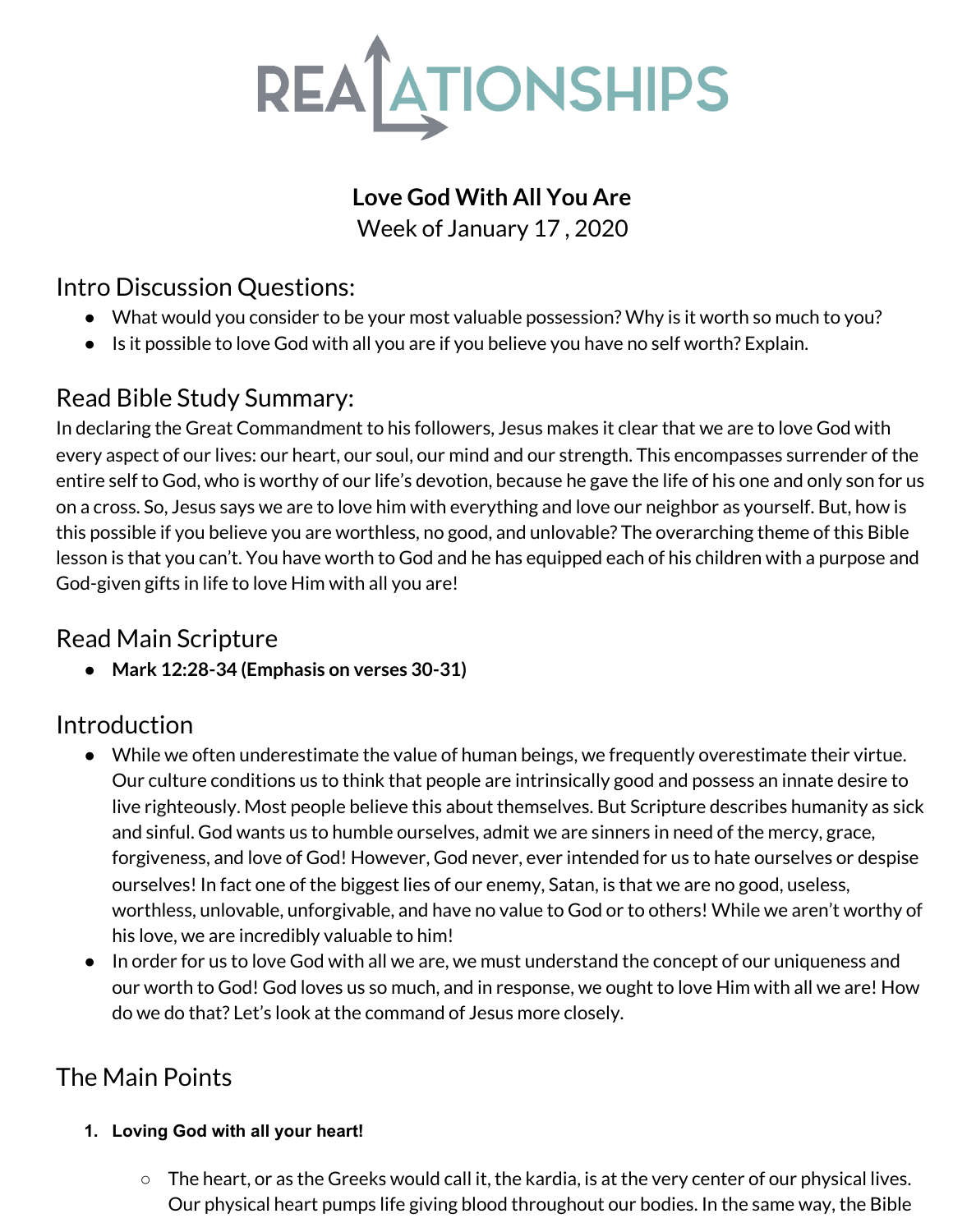# REALATIONSHIPS

**Love God With All You Are**
Week of January 17 , 2020

## Intro Discussion Questions:

- What would you consider to be your most valuable possession? Why is it worth so much to you?
- Is it possible to love God with all you are if you believe you have no self worth? Explain.

## Read Bible Study Summary:

In declaring the Great Commandment to his followers, Jesus makes it clear that we are to love God with every aspect of our lives: our heart, our soul, our mind and our strength. This encompasses surrender of the entire self to God, who is worthy of our life's devotion, because he gave the life of his one and only son for us on a cross. So, Jesus says we are to love him with everything and love our neighbor as yourself. But, how is this possible if you believe you are worthless, no good, and unlovable? The overarching theme of this Bible lesson is that you can't. You have worth to God and he has equipped each of his children with a purpose and God-given gifts in life to love Him with all you are!

## Read Main Scripture

- **Mark 12:28-34 (Emphasis on verses 30-31)**

## Introduction

- While we often underestimate the value of human beings, we frequently overestimate their virtue. Our culture conditions us to think that people are intrinsically good and possess an innate desire to live righteously. Most people believe this about themselves. But Scripture describes humanity as sick and sinful. God wants us to humble ourselves, admit we are sinners in need of the mercy, grace, forgiveness, and love of God! However, God never, ever intended for us to hate ourselves or despise ourselves! In fact one of the biggest lies of our enemy, Satan, is that we are no good, useless, worthless, unlovable, unforgivable, and have no value to God or to others! While we aren't worthy of his love, we are incredibly valuable to him!
- In order for us to love God with all we are, we must understand the concept of our uniqueness and our worth to God! God loves us so much, and in response, we ought to love Him with all we are! How do we do that? Let's look at the command of Jesus more closely.

## The Main Points

1. **Loving God with all your heart!**
   - The heart, or as the Greeks would call it, the kardia, is at the very center of our physical lives. Our physical heart pumps life giving blood throughout our bodies. In the same way, the Bible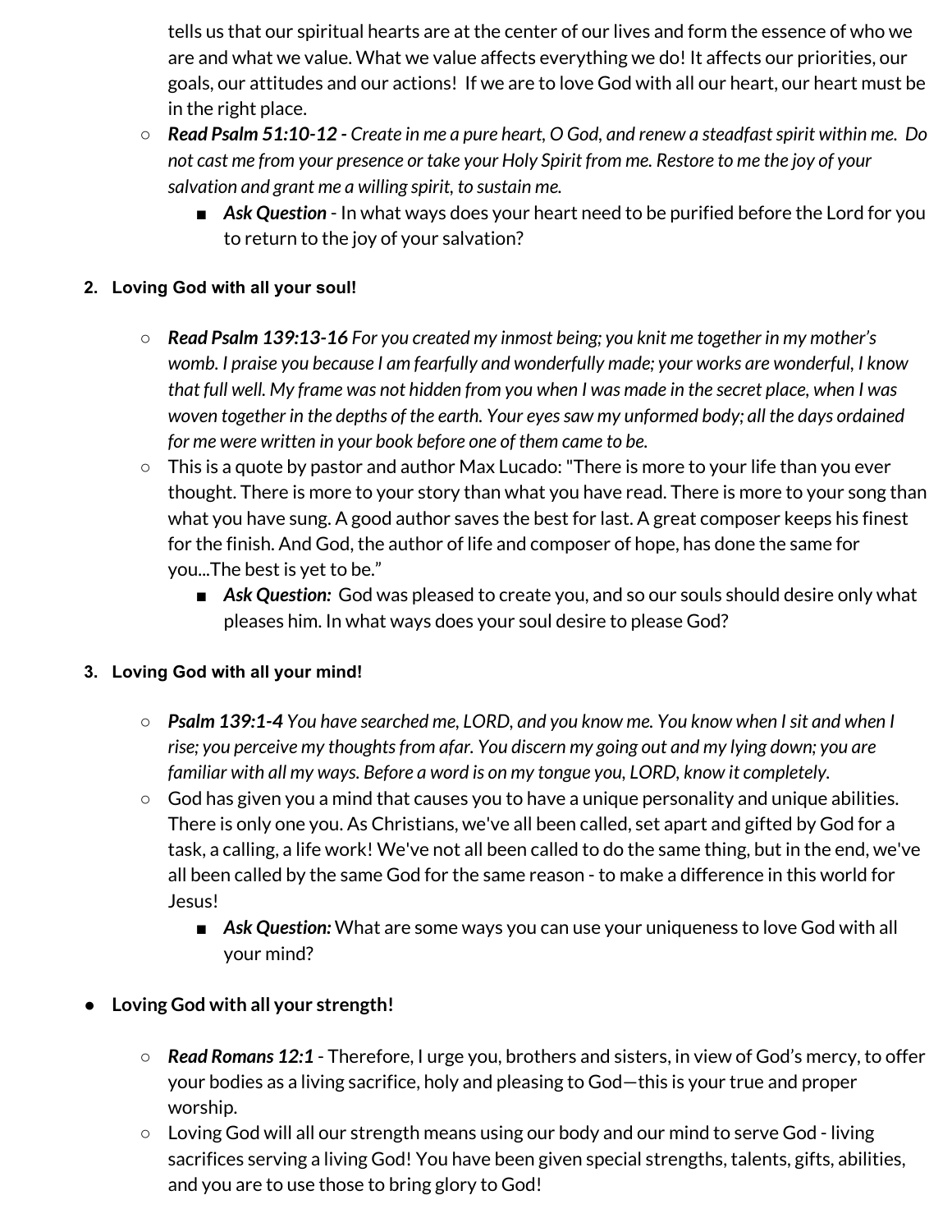tells us that our spiritual hearts are at the center of our lives and form the essence of who we are and what we value. What we value affects everything we do! It affects our priorities, our goals, our attitudes and our actions! If we are to love God with all our heart, our heart must be in the right place.

- ***Read Psalm 51:10-12 -*** *Create in me a pure heart, O God, and renew a steadfast spirit within me. Do not cast me from your presence or take your Holy Spirit from me. Restore to me the joy of your salvation and grant me a willing spirit, to sustain me.*
  - ***Ask Question*** - In what ways does your heart need to be purified before the Lord for you to return to the joy of your salvation?

2. **Loving God with all your soul!**

   - ***Read Psalm 139:13-16*** *For you created my inmost being; you knit me together in my mother's womb. I praise you because I am fearfully and wonderfully made; your works are wonderful, I know that full well. My frame was not hidden from you when I was made in the secret place, when I was woven together in the depths of the earth. Your eyes saw my unformed body; all the days ordained for me were written in your book before one of them came to be.*
   - This is a quote by pastor and author Max Lucado: "There is more to your life than you ever thought. There is more to your story than what you have read. There is more to your song than what you have sung. A good author saves the best for last. A great composer keeps his finest for the finish. And God, the author of life and composer of hope, has done the same for you...The best is yet to be."
     - ***Ask Question:*** God was pleased to create you, and so our souls should desire only what pleases him. In what ways does your soul desire to please God?

3. **Loving God with all your mind!**

   - ***Psalm 139:1-4*** *You have searched me, LORD, and you know me. You know when I sit and when I rise; you perceive my thoughts from afar. You discern my going out and my lying down; you are familiar with all my ways. Before a word is on my tongue you, LORD, know it completely.*
   - God has given you a mind that causes you to have a unique personality and unique abilities. There is only one you. As Christians, we've all been called, set apart and gifted by God for a task, a calling, a life work! We've not all been called to do the same thing, but in the end, we've all been called by the same God for the same reason - to make a difference in this world for Jesus!
     - ***Ask Question:*** What are some ways you can use your uniqueness to love God with all your mind?

- **Loving God with all your strength!**
  - ***Read Romans 12:1*** - Therefore, I urge you, brothers and sisters, in view of God's mercy, to offer your bodies as a living sacrifice, holy and pleasing to God—this is your true and proper worship.
  - Loving God will all our strength means using our body and our mind to serve God - living sacrifices serving a living God! You have been given special strengths, talents, gifts, abilities, and you are to use those to bring glory to God!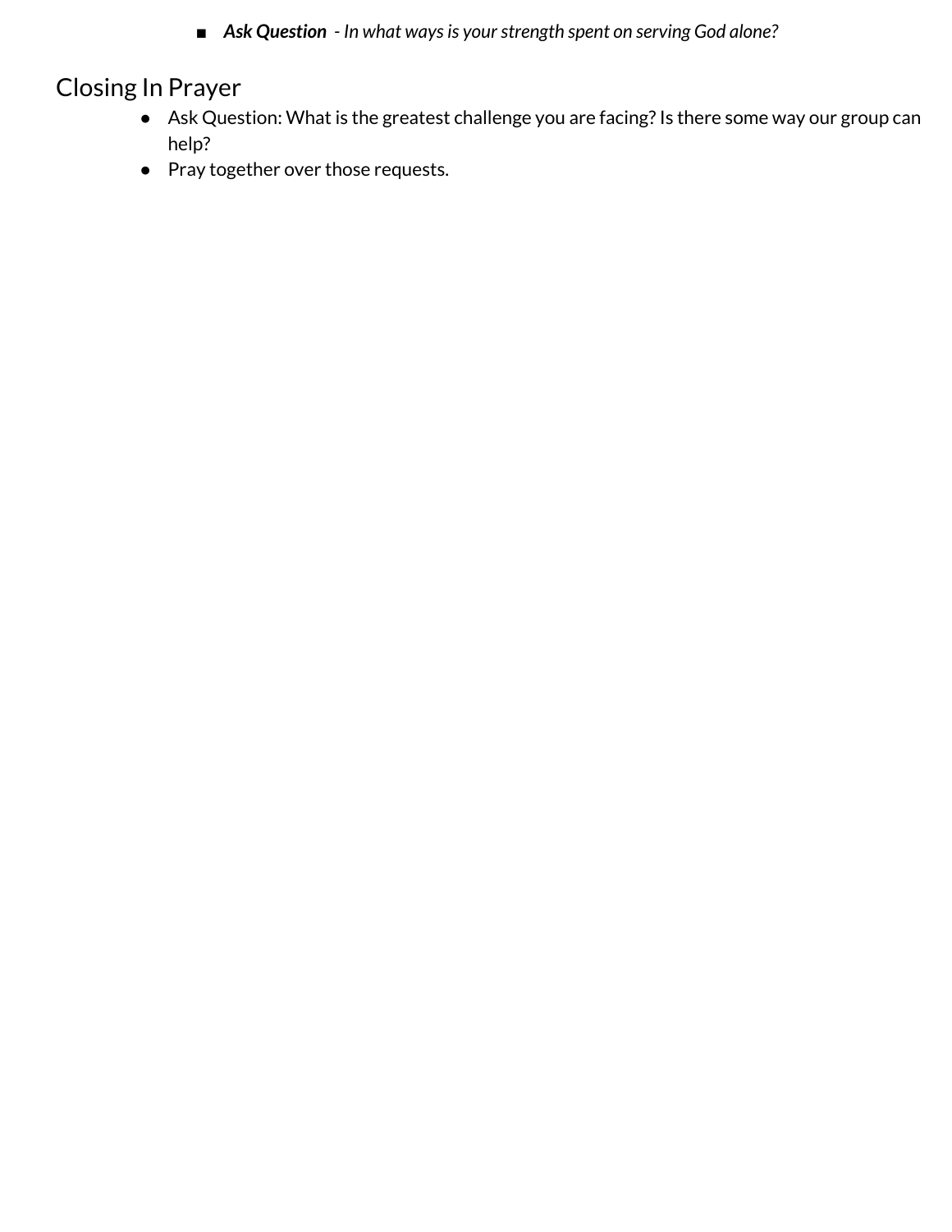- ***Ask Question*** *- In what ways is your strength spent on serving God alone?*

## Closing In Prayer

- Ask Question: What is the greatest challenge you are facing? Is there some way our group can help?
- Pray together over those requests.